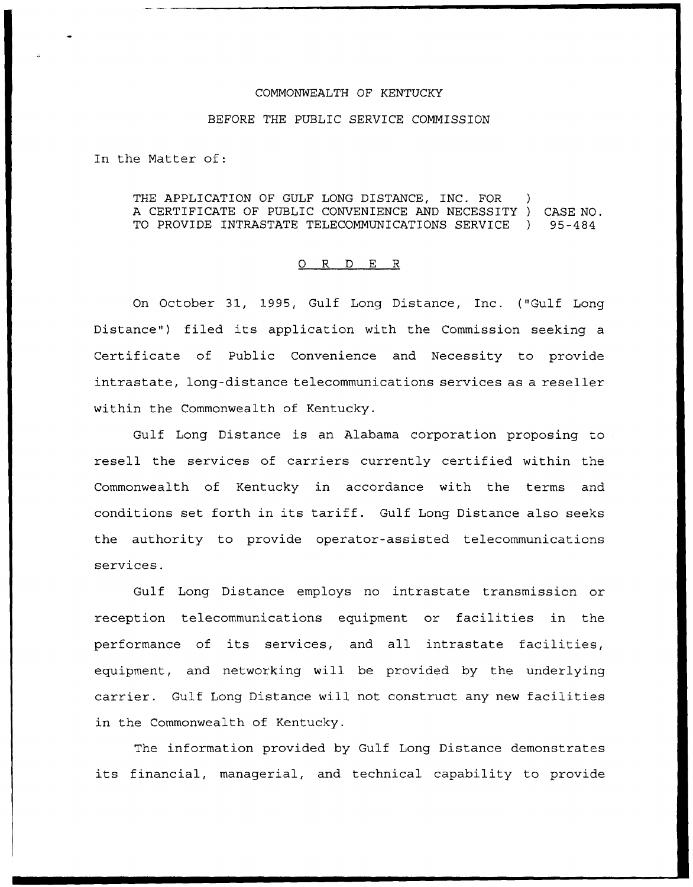COMMONWEALTH OF KENTUCKY

BEFORE THE PUBLIC SERVICE COMMISSION

In the Matter of:

THE APPLICATION OF GULF LONG DISTANCE, INC. FOR A CERTIFICATE OF PUBLIC CONVENIENCE AND NECESSITY TO PROVIDE INTRASTATE TELECOMMUNICATIONS SERVICE ) CASE NO. 95-484

O R D E R

On October 31, 1995, Gulf Long Distance, Inc. ("Gulf Long Distance") filed its application with the Commission seeking a Certificate of Public Convenience and Necessity to provide intrastate, long-distance telecommunications services as a reseller within the Commonwealth of Kentucky.

Gulf Long Distance is an Alabama corporation proposing to resell the services of carriers currently certified within the Commonwealth of Kentucky in accordance with the terms and conditions set forth in its tariff. Gulf Long Distance also seeks the authority to provide operator-assisted telecommunications services.

Gulf Long Distance employs no intrastate transmission or reception telecommunications equipment or facilities in the performance of its services, and all intrastate facilities, equipment, and networking will be provided by the underlying carrier. Gulf Long Distance will not construct any new facilities in the Commonwealth of Kentucky.

The information provided by Gulf Long Distance demonstrates its financial, managerial, and technical capability to provide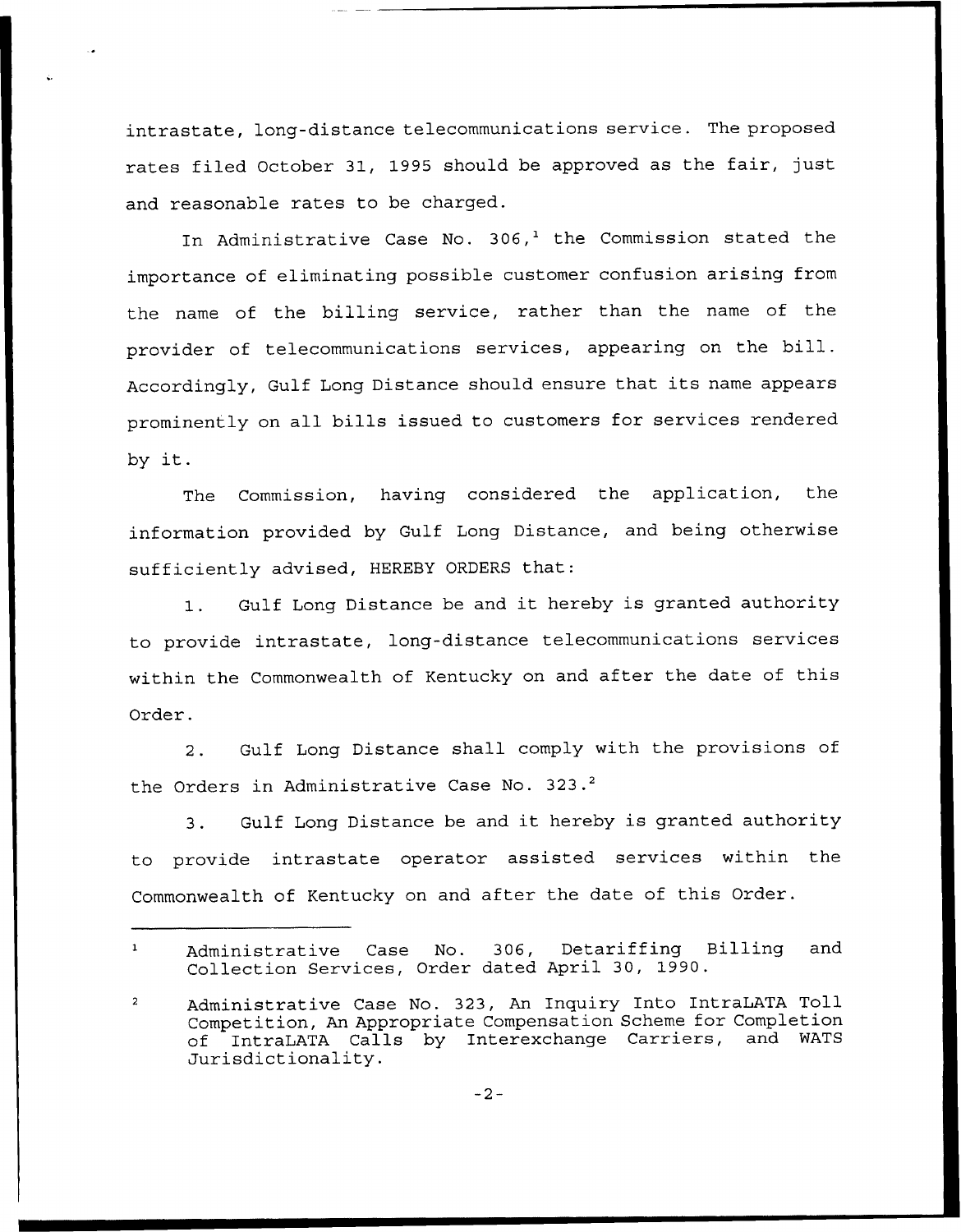intrastate, long-distance telecommunications service. The proposed rates filed October 31, 1995 should be approved as the fair, just and reasonable rates to be charged.

In Administrative Case No. 306,[1] the Commission stated the importance of eliminating possible customer confusion arising from the name of the billing service, rather than the name of the provider of telecommunications services, appearing on the bill. Accordingly, Gulf Long Distance should ensure that its name appears prominently on all bills issued to customers for services rendered by it.

The Commission, having considered the application, the information provided by Gulf Long Distance, and being otherwise sufficiently advised, HEREBY ORDERS that:

1. Gulf Long Distance be and it hereby is granted authority to provide intrastate, long-distance telecommunications services within the Commonwealth of Kentucky on and after the date of this Order.

2. Gulf Long Distance shall comply with the provisions of the Orders in Administrative Case No. 323.[2]

3. Gulf Long Distance be and it hereby is granted authority to provide intrastate operator assisted services within the Commonwealth of Kentucky on and after the date of this Order.

---

[1] Administrative Case No. 306, Detariffing Billing and Collection Services, Order dated April 30, 1990.

[2] Administrative Case No. 323, An Inquiry Into IntraLATA Toll Competition, An Appropriate Compensation Scheme for Completion of IntraLATA Calls by Interexchange Carriers, and WATS Jurisdictionality.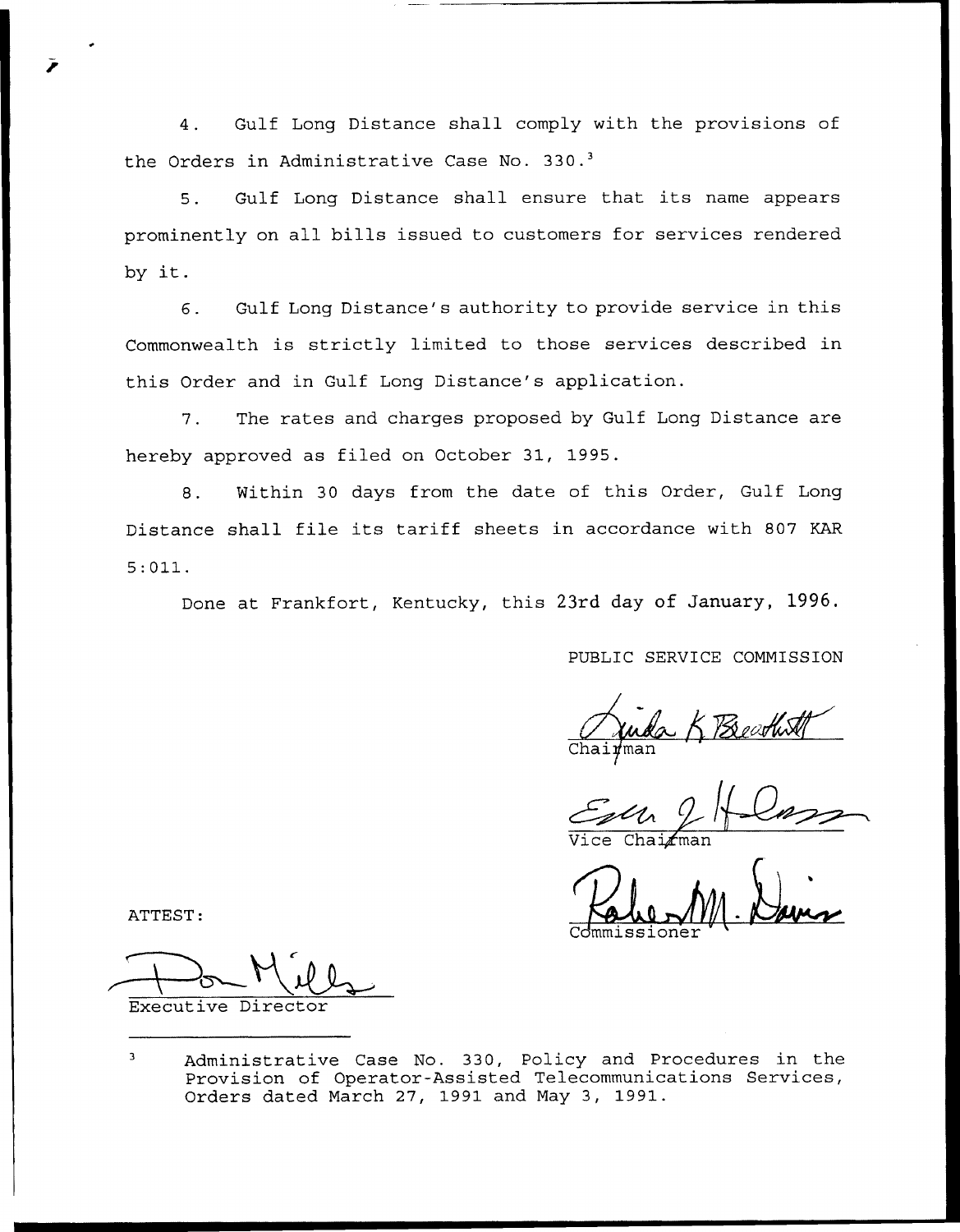4. Gulf Long Distance shall comply with the provisions of the Orders in Administrative Case No. 330.[3]

5. Gulf Long Distance shall ensure that its name appears prominently on all bills issued to customers for services rendered by it.

6. Gulf Long Distance's authority to provide service in this Commonwealth is strictly limited to those services described in this Order and in Gulf Long Distance's application.

7. The rates and charges proposed by Gulf Long Distance are hereby approved as filed on October 31, 1995.

8. Within 30 days from the date of this Order, Gulf Long Distance shall file its tariff sheets in accordance with 807 KAR 5:011.

Done at Frankfort, Kentucky, this 23rd day of January, 1996.

PUBLIC SERVICE COMMISSION

Chairman

Vice Chairman

Commissioner

ATTEST:

Executive Director

[3] Administrative Case No. 330, Policy and Procedures in the Provision of Operator-Assisted Telecommunications Services, Orders dated March 27, 1991 and May 3, 1991.